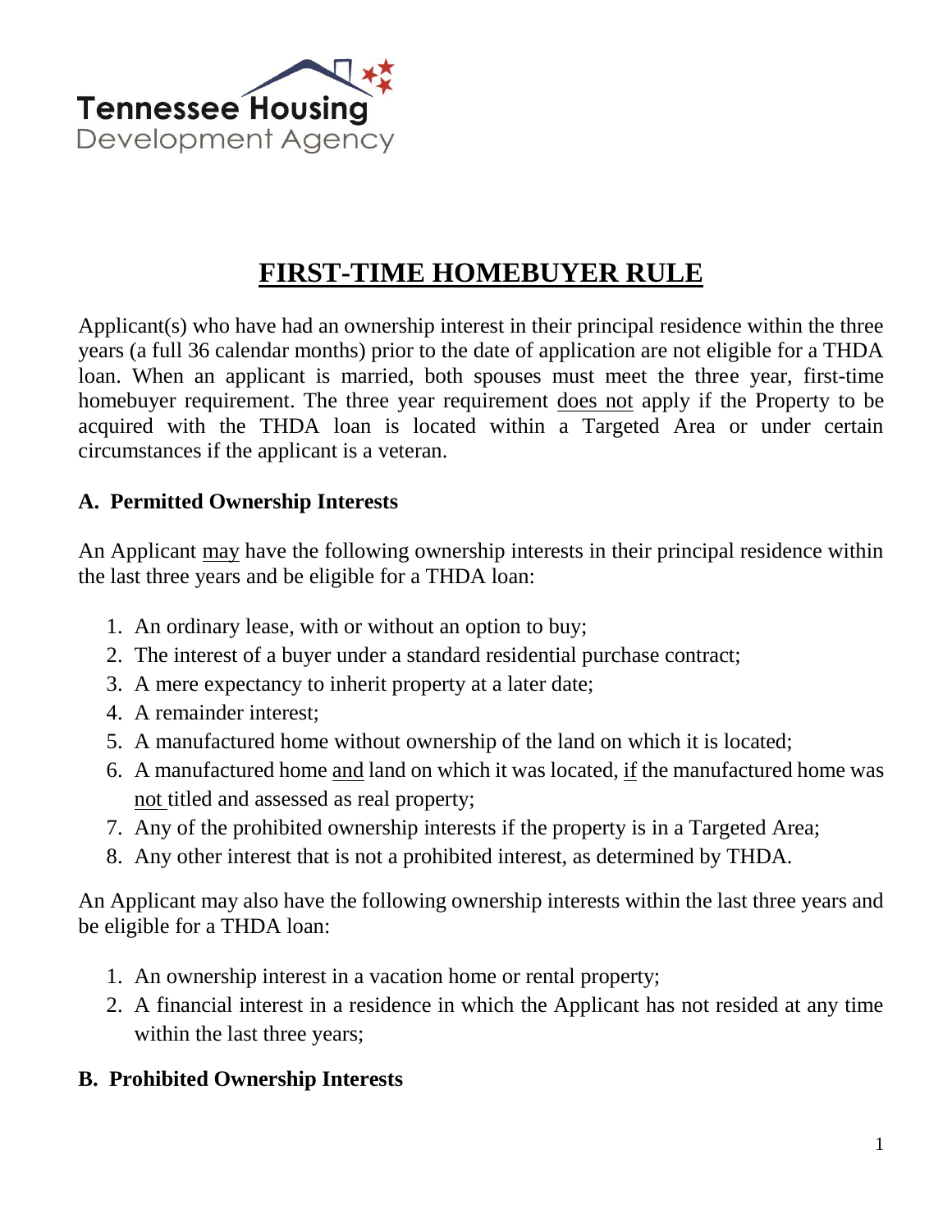Tennessee Housing
Development Agency

# FIRST-TIME HOMEBUYER RULE

Applicant(s) who have had an ownership interest in their principal residence within the three years (a full 36 calendar months) prior to the date of application are not eligible for a THDA loan. When an applicant is married, both spouses must meet the three year, first-time homebuyer requirement. The three year requirement does not apply if the Property to be acquired with the THDA loan is located within a Targeted Area or under certain circumstances if the applicant is a veteran.

## A. Permitted Ownership Interests

An Applicant may have the following ownership interests in their principal residence within the last three years and be eligible for a THDA loan:

1. An ordinary lease, with or without an option to buy;
2. The interest of a buyer under a standard residential purchase contract;
3. A mere expectancy to inherit property at a later date;
4. A remainder interest;
5. A manufactured home without ownership of the land on which it is located;
6. A manufactured home and land on which it was located, if the manufactured home was not titled and assessed as real property;
7. Any of the prohibited ownership interests if the property is in a Targeted Area;
8. Any other interest that is not a prohibited interest, as determined by THDA.

An Applicant may also have the following ownership interests within the last three years and be eligible for a THDA loan:

1. An ownership interest in a vacation home or rental property;
2. A financial interest in a residence in which the Applicant has not resided at any time within the last three years;

## B. Prohibited Ownership Interests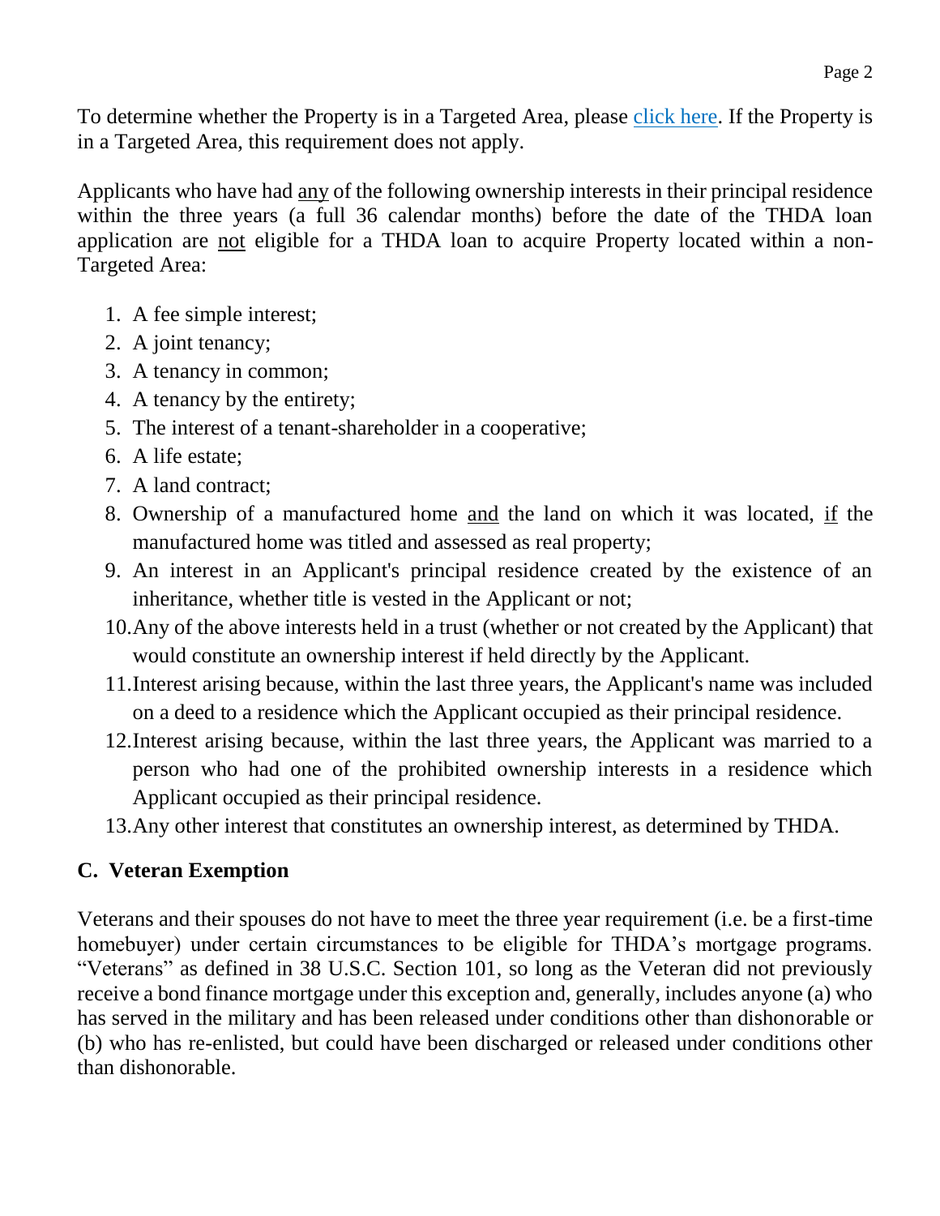To determine whether the Property is in a Targeted Area, please [click here](). If the Property is in a Targeted Area, this requirement does not apply.

Applicants who have had <u>any</u> of the following ownership interests in their principal residence within the three years (a full 36 calendar months) before the date of the THDA loan application are <u>not</u> eligible for a THDA loan to acquire Property located within a non-Targeted Area:

1. A fee simple interest;
2. A joint tenancy;
3. A tenancy in common;
4. A tenancy by the entirety;
5. The interest of a tenant-shareholder in a cooperative;
6. A life estate;
7. A land contract;
8. Ownership of a manufactured home <u>and</u> the land on which it was located, <u>if</u> the manufactured home was titled and assessed as real property;
9. An interest in an Applicant's principal residence created by the existence of an inheritance, whether title is vested in the Applicant or not;
10. Any of the above interests held in a trust (whether or not created by the Applicant) that would constitute an ownership interest if held directly by the Applicant.
11. Interest arising because, within the last three years, the Applicant's name was included on a deed to a residence which the Applicant occupied as their principal residence.
12. Interest arising because, within the last three years, the Applicant was married to a person who had one of the prohibited ownership interests in a residence which Applicant occupied as their principal residence.
13. Any other interest that constitutes an ownership interest, as determined by THDA.

## C. Veteran Exemption

Veterans and their spouses do not have to meet the three year requirement (i.e. be a first-time homebuyer) under certain circumstances to be eligible for THDA's mortgage programs. "Veterans" as defined in 38 U.S.C. Section 101, so long as the Veteran did not previously receive a bond finance mortgage under this exception and, generally, includes anyone (a) who has served in the military and has been released under conditions other than dishonorable or (b) who has re-enlisted, but could have been discharged or released under conditions other than dishonorable.